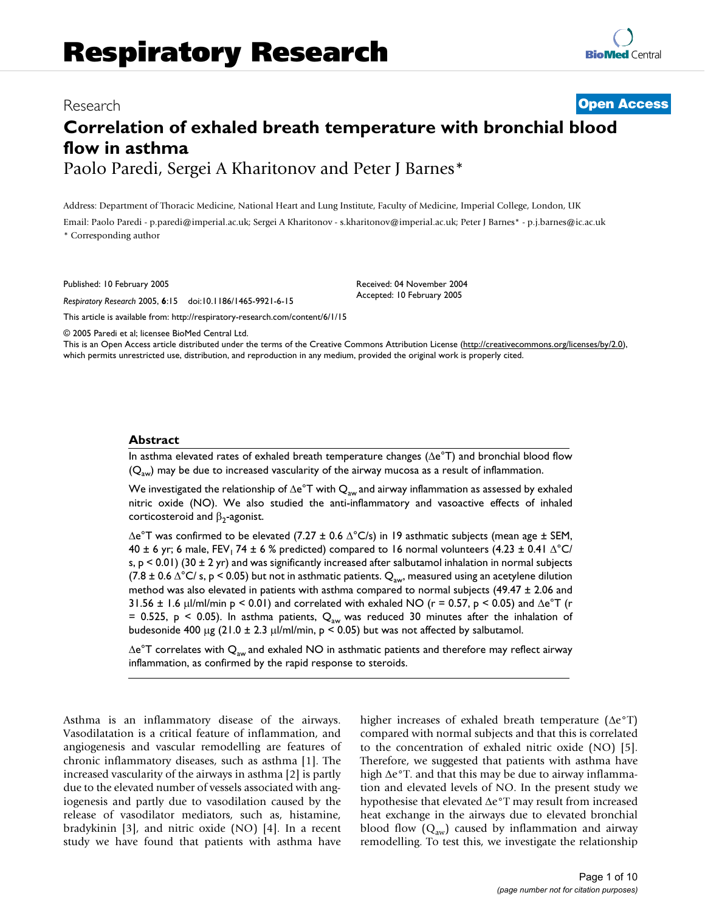# Respiratory Research

Research **Open Access**

# Correlation of exhaled breath temperature with bronchial blood flow in asthma

Paolo Paredi, Sergei A Kharitonov and Peter J Barnes*

Address: Department of Thoracic Medicine, National Heart and Lung Institute, Faculty of Medicine, Imperial College, London, UK

Email: Paolo Paredi - p.paredi@imperial.ac.uk; Sergei A Kharitonov - s.kharitonov@imperial.ac.uk; Peter J Barnes* - p.j.barnes@ic.ac.uk

\* Corresponding author

Published: 10 February 2005

*Respiratory Research* 2005, **6**:15 doi:10.1186/1465-9921-6-15

Received: 04 November 2004
Accepted: 10 February 2005

This article is available from: http://respiratory-research.com/content/6/1/15

© 2005 Paredi et al; licensee BioMed Central Ltd.
This is an Open Access article distributed under the terms of the Creative Commons Attribution License (http://creativecommons.org/licenses/by/2.0), which permits unrestricted use, distribution, and reproduction in any medium, provided the original work is properly cited.

## Abstract

In asthma elevated rates of exhaled breath temperature changes ($\Delta e°T$) and bronchial blood flow ($Q_{aw}$) may be due to increased vascularity of the airway mucosa as a result of inflammation.

We investigated the relationship of $\Delta e°T$ with $Q_{aw}$ and airway inflammation as assessed by exhaled nitric oxide (NO). We also studied the anti-inflammatory and vasoactive effects of inhaled corticosteroid and $\beta_2$-agonist.

$\Delta e°T$ was confirmed to be elevated (7.27 ± 0.6 $\Delta°C/s$) in 19 asthmatic subjects (mean age ± SEM, 40 ± 6 yr; 6 male, $FEV_1$ 74 ± 6 % predicted) compared to 16 normal volunteers (4.23 ± 0.41 $\Delta°C/s$, $p < 0.01$) (30 ± 2 yr) and was significantly increased after salbutamol inhalation in normal subjects (7.8 ± 0.6 $\Delta°C/s$, $p < 0.05$) but not in asthmatic patients. $Q_{aw}$, measured using an acetylene dilution method was also elevated in patients with asthma compared to normal subjects (49.47 ± 2.06 and 31.56 ± 1.6 μl/ml/min $p < 0.01$) and correlated with exhaled NO ($r = 0.57$, $p < 0.05$) and $\Delta e°T$ ($r = 0.525$, $p < 0.05$). In asthma patients, $Q_{aw}$ was reduced 30 minutes after the inhalation of budesonide 400 μg (21.0 ± 2.3 μl/ml/min, $p < 0.05$) but was not affected by salbutamol.

$\Delta e°T$ correlates with $Q_{aw}$ and exhaled NO in asthmatic patients and therefore may reflect airway inflammation, as confirmed by the rapid response to steroids.

Asthma is an inflammatory disease of the airways. Vasodilatation is a critical feature of inflammation, and angiogenesis and vascular remodelling are features of chronic inflammatory diseases, such as asthma [1]. The increased vascularity of the airways in asthma [2] is partly due to the elevated number of vessels associated with angiogenesis and partly due to vasodilation caused by the release of vasodilator mediators, such as, histamine, bradykinin [3], and nitric oxide (NO) [4]. In a recent study we have found that patients with asthma have higher increases of exhaled breath temperature ($\Delta e°T$) compared with normal subjects and that this is correlated to the concentration of exhaled nitric oxide (NO) [5]. Therefore, we suggested that patients with asthma have high $\Delta e°T$. and that this may be due to airway inflammation and elevated levels of NO. In the present study we hypothesise that elevated $\Delta e°T$ may result from increased heat exchange in the airways due to elevated bronchial blood flow ($Q_{aw}$) caused by inflammation and airway remodelling. To test this, we investigate the relationship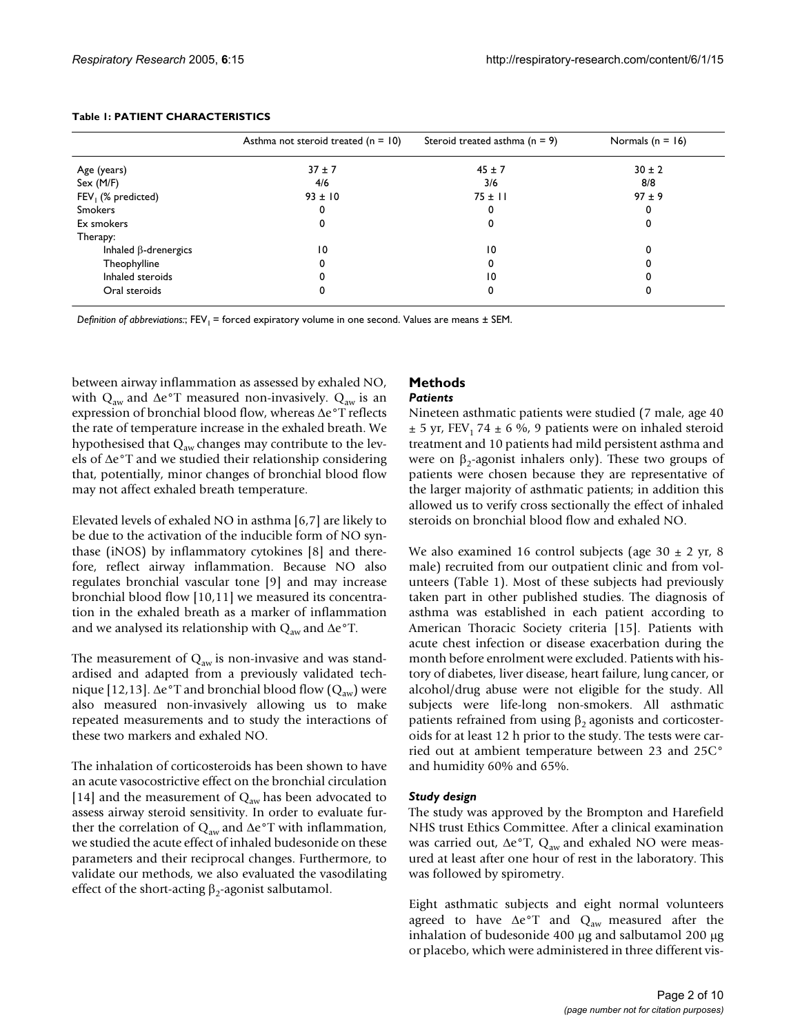**Table 1: PATIENT CHARACTERISTICS**

| | Asthma not steroid treated (n = 10) | Steroid treated asthma (n = 9) | Normals (n = 16) |
|---|---|---|---|
| Age (years) | 37 ± 7 | 45 ± 7 | 30 ± 2 |
| Sex (M/F) | 4/6 | 3/6 | 8/8 |
| $FEV_1$ (% predicted) | 93 ± 10 | 75 ± 11 | 97 ± 9 |
| Smokers | 0 | 0 | 0 |
| Ex smokers | 0 | 0 | 0 |
| Therapy: | | | |
| Inhaled β-drenergics | 10 | 10 | 0 |
| Theophylline | 0 | 0 | 0 |
| Inhaled steroids | 0 | 10 | 0 |
| Oral steroids | 0 | 0 | 0 |

*Definition of abbreviations:*; $FEV_1$ = forced expiratory volume in one second. Values are means ± SEM.

between airway inflammation as assessed by exhaled NO, with $Q_{aw}$ and Δe°T measured non-invasively. $Q_{aw}$ is an expression of bronchial blood flow, whereas Δe°T reflects the rate of temperature increase in the exhaled breath. We hypothesised that $Q_{aw}$ changes may contribute to the levels of Δe°T and we studied their relationship considering that, potentially, minor changes of bronchial blood flow may not affect exhaled breath temperature.

Elevated levels of exhaled NO in asthma [6,7] are likely to be due to the activation of the inducible form of NO synthase (iNOS) by inflammatory cytokines [8] and therefore, reflect airway inflammation. Because NO also regulates bronchial vascular tone [9] and may increase bronchial blood flow [10,11] we measured its concentration in the exhaled breath as a marker of inflammation and we analysed its relationship with $Q_{aw}$ and Δe°T.

The measurement of $Q_{aw}$ is non-invasive and was standardised and adapted from a previously validated technique [12,13]. Δe°T and bronchial blood flow ($Q_{aw}$) were also measured non-invasively allowing us to make repeated measurements and to study the interactions of these two markers and exhaled NO.

The inhalation of corticosteroids has been shown to have an acute vasocostrictive effect on the bronchial circulation [14] and the measurement of $Q_{aw}$ has been advocated to assess airway steroid sensitivity. In order to evaluate further the correlation of $Q_{aw}$ and Δe°T with inflammation, we studied the acute effect of inhaled budesonide on these parameters and their reciprocal changes. Furthermore, to validate our methods, we also evaluated the vasodilating effect of the short-acting $\beta_2$-agonist salbutamol.

## Methods

### *Patients*

Nineteen asthmatic patients were studied (7 male, age 40 ± 5 yr, $FEV_1$ 74 ± 6 %, 9 patients were on inhaled steroid treatment and 10 patients had mild persistent asthma and were on $\beta_2$-agonist inhalers only). These two groups of patients were chosen because they are representative of the larger majority of asthmatic patients; in addition this allowed us to verify cross sectionally the effect of inhaled steroids on bronchial blood flow and exhaled NO.

We also examined 16 control subjects (age 30 ± 2 yr, 8 male) recruited from our outpatient clinic and from volunteers (Table 1). Most of these subjects had previously taken part in other published studies. The diagnosis of asthma was established in each patient according to American Thoracic Society criteria [15]. Patients with acute chest infection or disease exacerbation during the month before enrolment were excluded. Patients with history of diabetes, liver disease, heart failure, lung cancer, or alcohol/drug abuse were not eligible for the study. All subjects were life-long non-smokers. All asthmatic patients refrained from using $\beta_2$ agonists and corticosteroids for at least 12 h prior to the study. The tests were carried out at ambient temperature between 23 and 25C° and humidity 60% and 65%.

### *Study design*

The study was approved by the Brompton and Harefield NHS trust Ethics Committee. After a clinical examination was carried out, Δe°T, $Q_{aw}$ and exhaled NO were measured at least after one hour of rest in the laboratory. This was followed by spirometry.

Eight asthmatic subjects and eight normal volunteers agreed to have Δe°T and $Q_{aw}$ measured after the inhalation of budesonide 400 μg and salbutamol 200 μg or placebo, which were administered in three different vis-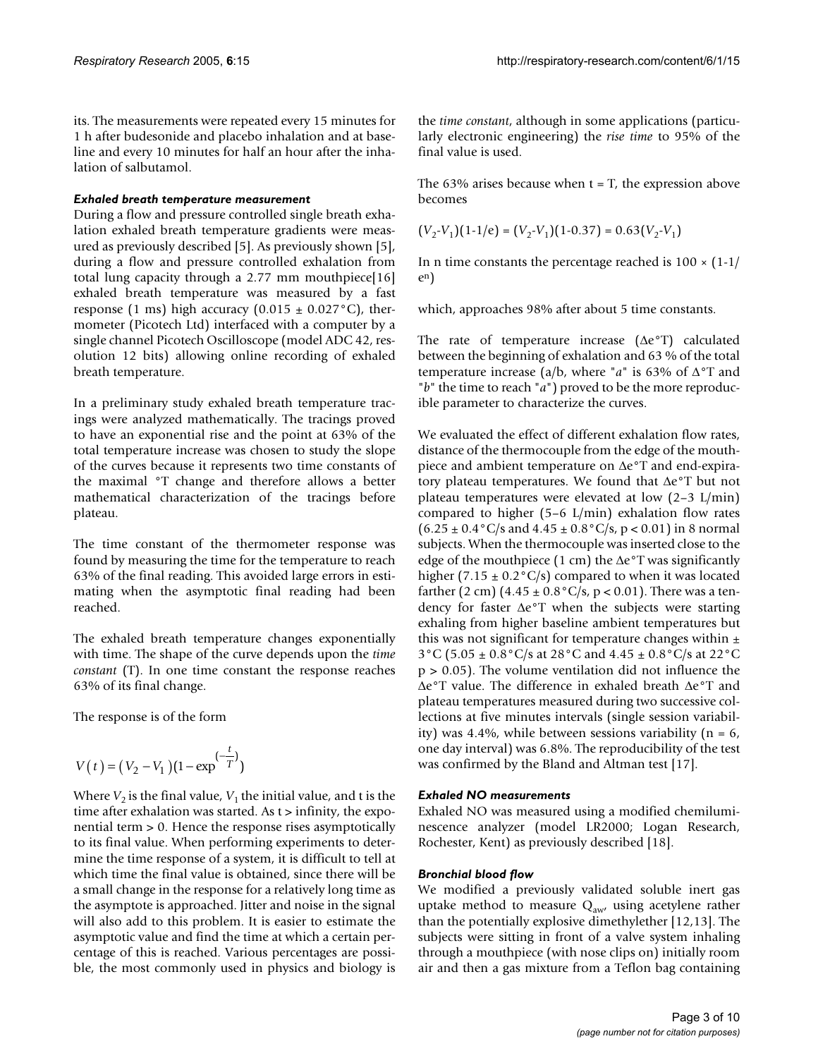its. The measurements were repeated every 15 minutes for 1 h after budesonide and placebo inhalation and at baseline and every 10 minutes for half an hour after the inhalation of salbutamol.

### *Exhaled breath temperature measurement*

During a flow and pressure controlled single breath exhalation exhaled breath temperature gradients were measured as previously described [5]. As previously shown [5], during a flow and pressure controlled exhalation from total lung capacity through a 2.77 mm mouthpiece[16] exhaled breath temperature was measured by a fast response (1 ms) high accuracy ($0.015 \pm 0.027$°C), thermometer (Picotech Ltd) interfaced with a computer by a single channel Picotech Oscilloscope (model ADC 42, resolution 12 bits) allowing online recording of exhaled breath temperature.

In a preliminary study exhaled breath temperature tracings were analyzed mathematically. The tracings proved to have an exponential rise and the point at 63% of the total temperature increase was chosen to study the slope of the curves because it represents two time constants of the maximal °T change and therefore allows a better mathematical characterization of the tracings before plateau.

The time constant of the thermometer response was found by measuring the time for the temperature to reach 63% of the final reading. This avoided large errors in estimating when the asymptotic final reading had been reached.

The exhaled breath temperature changes exponentially with time. The shape of the curve depends upon the *time constant* (T). In one time constant the response reaches 63% of its final change.

The response is of the form

$$V(t) = (V_2 - V_1)(1 - \exp^{(-\frac{t}{T})})$$

Where $V_2$ is the final value, $V_1$ the initial value, and t is the time after exhalation was started. As t > infinity, the exponential term > 0. Hence the response rises asymptotically to its final value. When performing experiments to determine the time response of a system, it is difficult to tell at which time the final value is obtained, since there will be a small change in the response for a relatively long time as the asymptote is approached. Jitter and noise in the signal will also add to this problem. It is easier to estimate the asymptotic value and find the time at which a certain percentage of this is reached. Various percentages are possible, the most commonly used in physics and biology is the *time constant*, although in some applications (particularly electronic engineering) the *rise time* to 95% of the final value is used.

The 63% arises because when t = T, the expression above becomes

$$(V_2\text{-}V_1)(1\text{-}1/e) = (V_2\text{-}V_1)(1\text{-}0.37) = 0.63(V_2\text{-}V_1)$$

In n time constants the percentage reached is $100 \times (1\text{-}1/e^n)$

which, approaches 98% after about 5 time constants.

The rate of temperature increase (Δe°T) calculated between the beginning of exhalation and 63 % of the total temperature increase (a/b, where "*a*" is 63% of Δ°T and "*b*" the time to reach "*a*") proved to be the more reproducible parameter to characterize the curves.

We evaluated the effect of different exhalation flow rates, distance of the thermocouple from the edge of the mouthpiece and ambient temperature on Δe°T and end-expiratory plateau temperatures. We found that Δe°T but not plateau temperatures were elevated at low (2–3 L/min) compared to higher (5–6 L/min) exhalation flow rates ($6.25 \pm 0.4$°C/s and $4.45 \pm 0.8$°C/s, $p < 0.01$) in 8 normal subjects. When the thermocouple was inserted close to the edge of the mouthpiece (1 cm) the Δe°T was significantly higher ($7.15 \pm 0.2$°C/s) compared to when it was located farther (2 cm) ($4.45 \pm 0.8$°C/s, $p < 0.01$). There was a tendency for faster Δe°T when the subjects were starting exhaling from higher baseline ambient temperatures but this was not significant for temperature changes within ± 3°C ($5.05 \pm 0.8$°C/s at 28°C and $4.45 \pm 0.8$°C/s at 22°C $p > 0.05$). The volume ventilation did not influence the Δe°T value. The difference in exhaled breath Δe°T and plateau temperatures measured during two successive collections at five minutes intervals (single session variability) was 4.4%, while between sessions variability (n = 6, one day interval) was 6.8%. The reproducibility of the test was confirmed by the Bland and Altman test [17].

### *Exhaled NO measurements*

Exhaled NO was measured using a modified chemiluminescence analyzer (model LR2000; Logan Research, Rochester, Kent) as previously described [18].

### *Bronchial blood flow*

We modified a previously validated soluble inert gas uptake method to measure $Q_{aw}$, using acetylene rather than the potentially explosive dimethylether [12,13]. The subjects were sitting in front of a valve system inhaling through a mouthpiece (with nose clips on) initially room air and then a gas mixture from a Teflon bag containing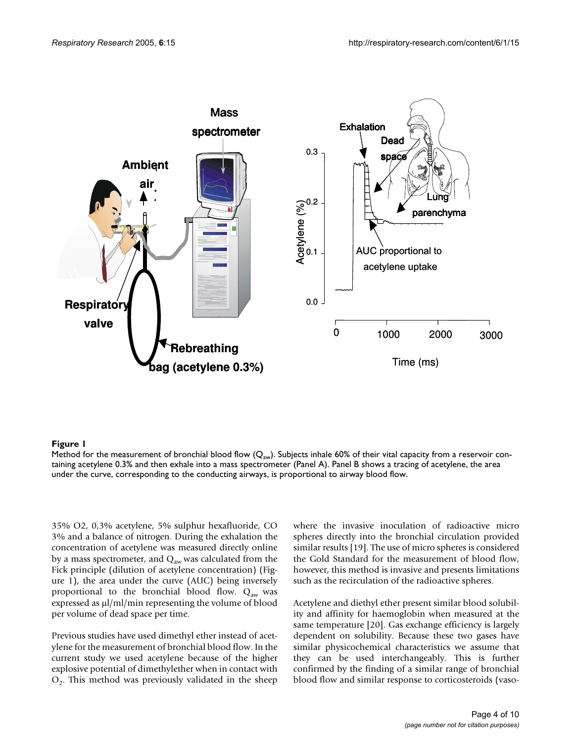**Figure 1**

Method for the measurement of bronchial blood flow ($Q_{aw}$). Subjects inhale 60% of their vital capacity from a reservoir containing acetylene 0.3% and then exhale into a mass spectrometer (Panel A). Panel B shows a tracing of acetylene, the area under the curve, corresponding to the conducting airways, is proportional to airway blood flow.

35% O2, 0,3% acetylene, 5% sulphur hexafluoride, CO 3% and a balance of nitrogen. During the exhalation the concentration of acetylene was measured directly online by a mass spectrometer, and $Q_{aw}$ was calculated from the Fick principle (dilution of acetylene concentration) (Figure 1), the area under the curve (AUC) being inversely proportional to the bronchial blood flow. $Q_{aw}$ was expressed as μl/ml/min representing the volume of blood per volume of dead space per time.

Previous studies have used dimethyl ether instead of acetylene for the measurement of bronchial blood flow. In the current study we used acetylene because of the higher explosive potential of dimethylether when in contact with $O_2$. This method was previously validated in the sheep where the invasive inoculation of radioactive micro spheres directly into the bronchial circulation provided similar results [19]. The use of micro spheres is considered the Gold Standard for the measurement of blood flow, however, this method is invasive and presents limitations such as the recirculation of the radioactive spheres.

Acetylene and diethyl ether present similar blood solubility and affinity for haemoglobin when measured at the same temperature [20]. Gas exchange efficiency is largely dependent on solubility. Because these two gases have similar physicochemical characteristics we assume that they can be used interchangeably. This is further confirmed by the finding of a similar range of bronchial blood flow and similar response to corticosteroids (vaso-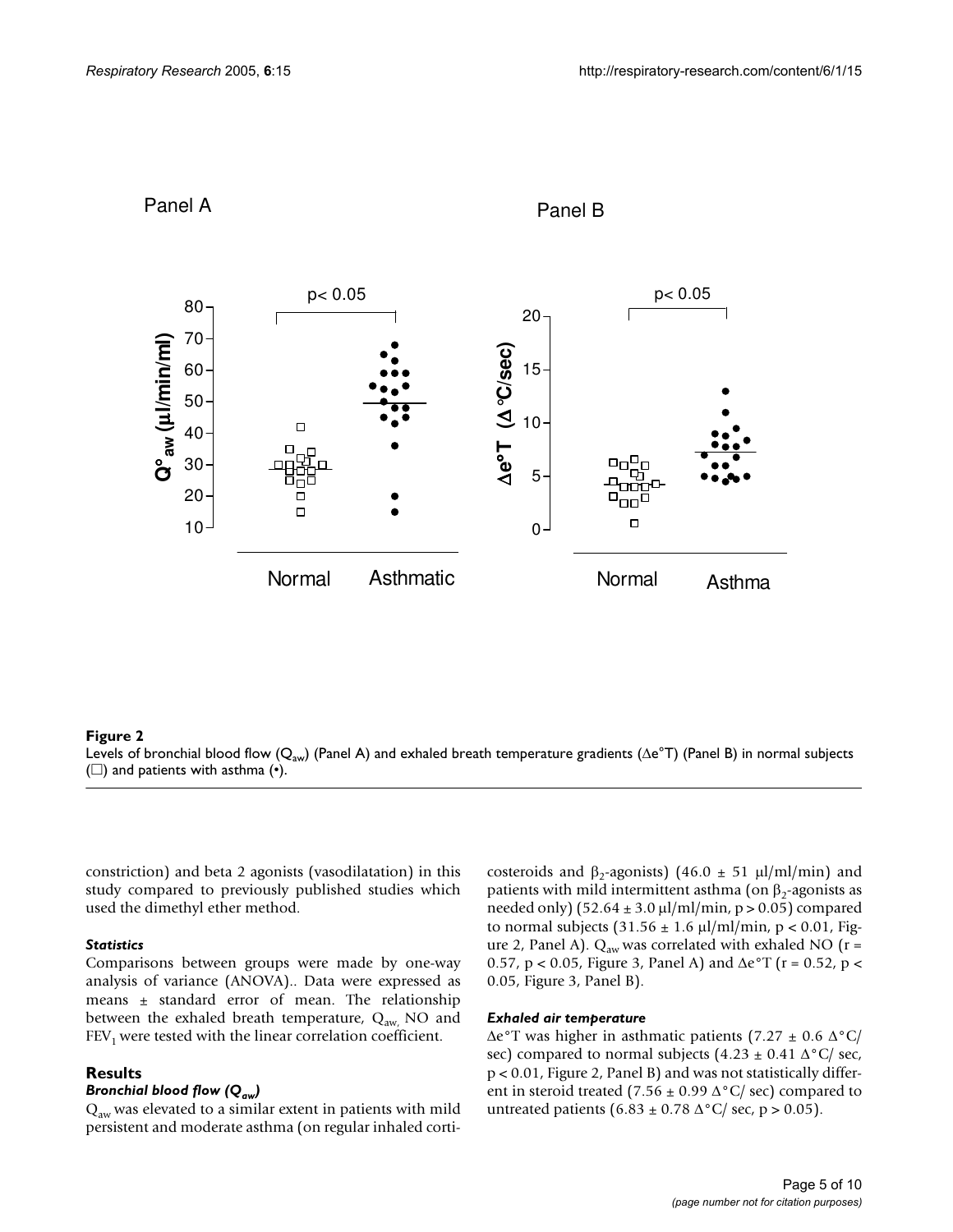**Figure 2**

Levels of bronchial blood flow ($Q_{aw}$) (Panel A) and exhaled breath temperature gradients ($\Delta e°T$) (Panel B) in normal subjects (□) and patients with asthma (•).

constriction) and beta 2 agonists (vasodilatation) in this study compared to previously published studies which used the dimethyl ether method.

### *Statistics*

Comparisons between groups were made by one-way analysis of variance (ANOVA).. Data were expressed as means ± standard error of mean. The relationship between the exhaled breath temperature, $Q_{aw,}$ NO and $FEV_1$ were tested with the linear correlation coefficient.

## Results

### *Bronchial blood flow ($Q_{aw}$)*

$Q_{aw}$ was elevated to a similar extent in patients with mild persistent and moderate asthma (on regular inhaled corticosteroids and $\beta_2$-agonists) (46.0 ± 51 μl/ml/min) and patients with mild intermittent asthma (on $\beta_2$-agonists as needed only) (52.64 ± 3.0 μl/ml/min, $p > 0.05$) compared to normal subjects (31.56 ± 1.6 μl/ml/min, $p < 0.01$, Figure 2, Panel A). $Q_{aw}$ was correlated with exhaled NO ($r = 0.57$, $p < 0.05$, Figure 3, Panel A) and $\Delta e°T$ ($r = 0.52$, $p < 0.05$, Figure 3, Panel B).

### *Exhaled air temperature*

$\Delta e°T$ was higher in asthmatic patients (7.27 ± 0.6 Δ°C/sec) compared to normal subjects (4.23 ± 0.41 Δ°C/ sec, $p < 0.01$, Figure 2, Panel B) and was not statistically different in steroid treated (7.56 ± 0.99 Δ°C/ sec) compared to untreated patients (6.83 ± 0.78 Δ°C/ sec, $p > 0.05$).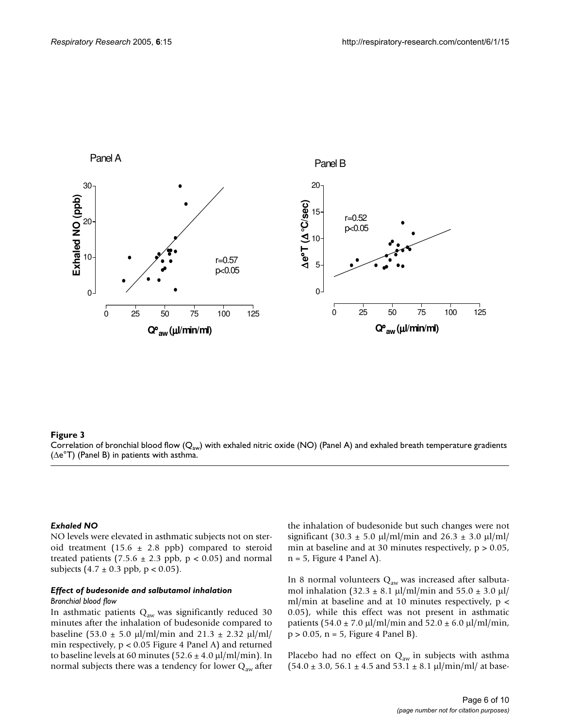**Figure 3**
Correlation of bronchial blood flow ($Q_{aw}$) with exhaled nitric oxide (NO) (Panel A) and exhaled breath temperature gradients ($\Delta e°T$) (Panel B) in patients with asthma.

### *Exhaled NO*

NO levels were elevated in asthmatic subjects not on steroid treatment (15.6 ± 2.8 ppb) compared to steroid treated patients (7.5.6 ± 2.3 ppb, $p < 0.05$) and normal subjects (4.7 ± 0.3 ppb, $p < 0.05$).

### *Effect of budesonide and salbutamol inhalation*

*Bronchial blood flow*

In asthmatic patients $Q_{aw}$ was significantly reduced 30 minutes after the inhalation of budesonide compared to baseline (53.0 ± 5.0 μl/ml/min and 21.3 ± 2.32 μl/ml/min respectively, $p < 0.05$ Figure 4 Panel A) and returned to baseline levels at 60 minutes (52.6 ± 4.0 μl/ml/min). In normal subjects there was a tendency for lower $Q_{aw}$ after the inhalation of budesonide but such changes were not significant (30.3 ± 5.0 μl/ml/min and 26.3 ± 3.0 μl/ml/min at baseline and at 30 minutes respectively, $p > 0.05$, n = 5, Figure 4 Panel A).

In 8 normal volunteers $Q_{aw}$ was increased after salbutamol inhalation (32.3 ± 8.1 μl/ml/min and 55.0 ± 3.0 μl/ml/min at baseline and at 10 minutes respectively, $p < 0.05$), while this effect was not present in asthmatic patients (54.0 ± 7.0 μl/ml/min and 52.0 ± 6.0 μl/ml/min, $p > 0.05$, n = 5, Figure 4 Panel B).

Placebo had no effect on $Q_{aw}$ in subjects with asthma (54.0 ± 3.0, 56.1 ± 4.5 and 53.1 ± 8.1 μl/min/ml/ at base-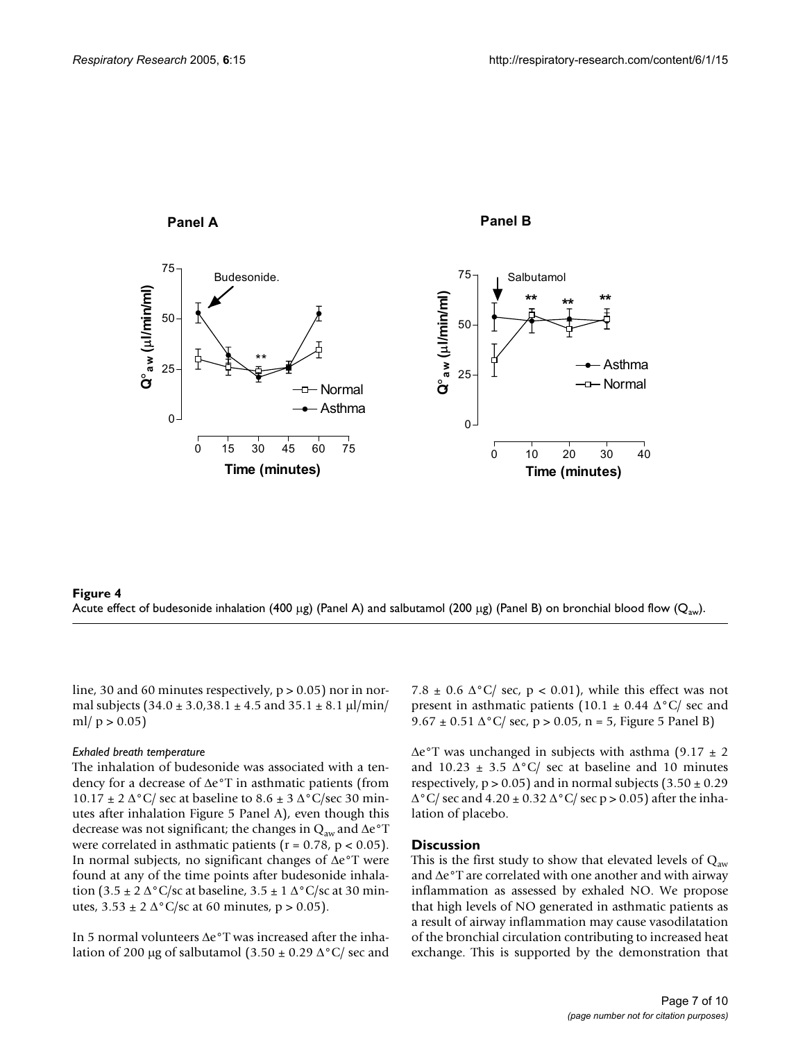**Figure 4**
Acute effect of budesonide inhalation (400 μg) (Panel A) and salbutamol (200 μg) (Panel B) on bronchial blood flow ($Q_{aw}$).

line, 30 and 60 minutes respectively, $p > 0.05$) nor in normal subjects ($34.0 \pm 3.0$, $38.1 \pm 4.5$ and $35.1 \pm 8.1$ μl/min/ml/ $p > 0.05$)

*Exhaled breath temperature*

The inhalation of budesonide was associated with a tendency for a decrease of Δe°T in asthmatic patients (from $10.17 \pm 2$ Δ°C/ sec at baseline to $8.6 \pm 3$ Δ°C/sec 30 minutes after inhalation Figure 5 Panel A), even though this decrease was not significant; the changes in $Q_{aw}$ and Δe°T were correlated in asthmatic patients ($r = 0.78$, $p < 0.05$). In normal subjects, no significant changes of Δe°T were found at any of the time points after budesonide inhalation ($3.5 \pm 2$ Δ°C/sc at baseline, $3.5 \pm 1$ Δ°C/sc at 30 minutes, $3.53 \pm 2$ Δ°C/sc at 60 minutes, $p > 0.05$).

In 5 normal volunteers Δe°T was increased after the inhalation of 200 μg of salbutamol ($3.50 \pm 0.29$ Δ°C/ sec and $7.8 \pm 0.6$ Δ°C/ sec, $p < 0.01$), while this effect was not present in asthmatic patients ($10.1 \pm 0.44$ Δ°C/ sec and $9.67 \pm 0.51$ Δ°C/ sec, $p > 0.05$, $n = 5$, Figure 5 Panel B)

Δe°T was unchanged in subjects with asthma ($9.17 \pm 2$ and $10.23 \pm 3.5$ Δ°C/ sec at baseline and 10 minutes respectively, $p > 0.05$) and in normal subjects ($3.50 \pm 0.29$ Δ°C/ sec and $4.20 \pm 0.32$ Δ°C/ sec $p > 0.05$) after the inhalation of placebo.

## Discussion

This is the first study to show that elevated levels of $Q_{aw}$ and Δe°T are correlated with one another and with airway inflammation as assessed by exhaled NO. We propose that high levels of NO generated in asthmatic patients as a result of airway inflammation may cause vasodilatation of the bronchial circulation contributing to increased heat exchange. This is supported by the demonstration that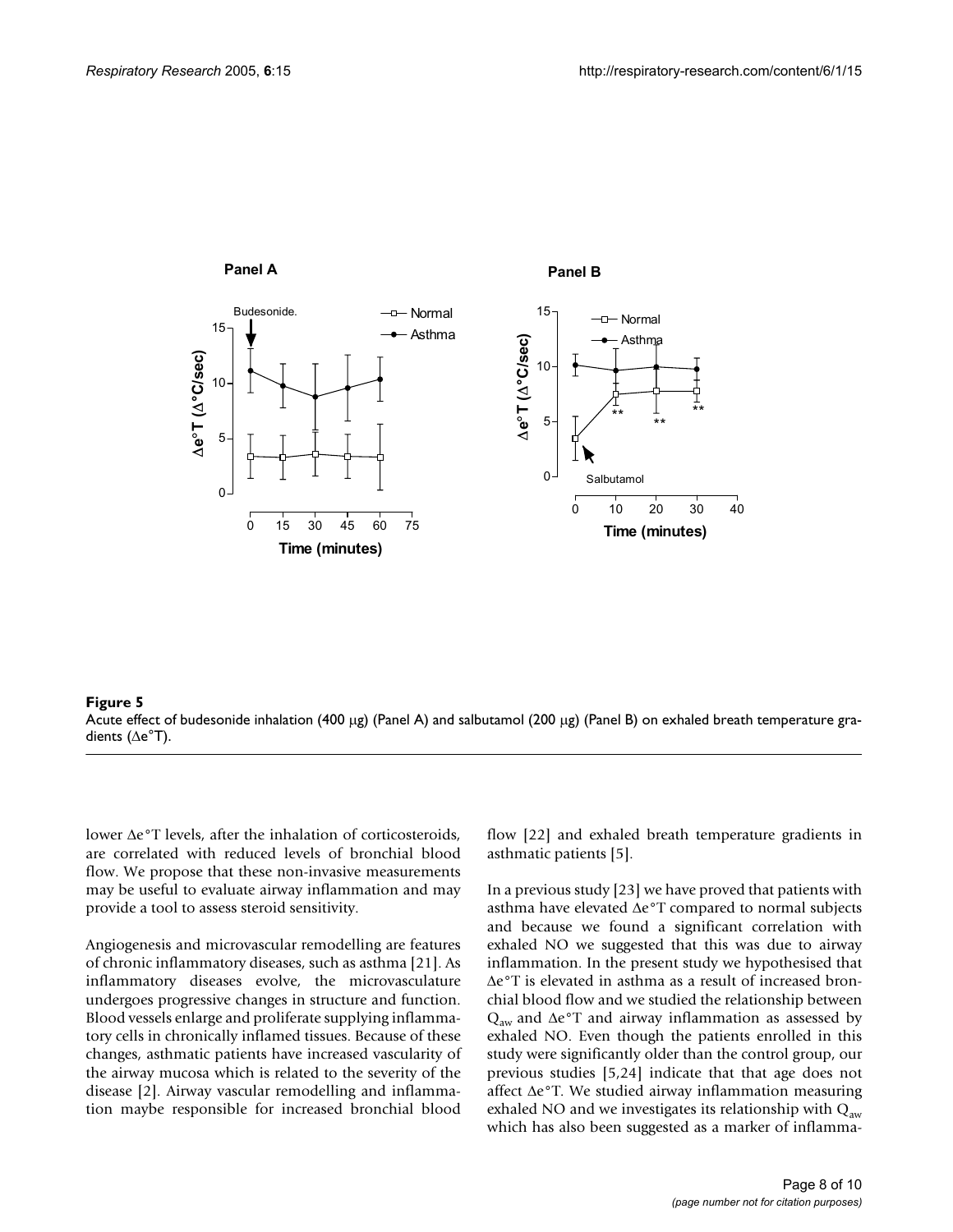**Figure 5**
Acute effect of budesonide inhalation (400 μg) (Panel A) and salbutamol (200 μg) (Panel B) on exhaled breath temperature gradients (Δe°T).

lower Δe°T levels, after the inhalation of corticosteroids, are correlated with reduced levels of bronchial blood flow. We propose that these non-invasive measurements may be useful to evaluate airway inflammation and may provide a tool to assess steroid sensitivity.

Angiogenesis and microvascular remodelling are features of chronic inflammatory diseases, such as asthma [21]. As inflammatory diseases evolve, the microvasculature undergoes progressive changes in structure and function. Blood vessels enlarge and proliferate supplying inflammatory cells in chronically inflamed tissues. Because of these changes, asthmatic patients have increased vascularity of the airway mucosa which is related to the severity of the disease [2]. Airway vascular remodelling and inflammation maybe responsible for increased bronchial blood flow [22] and exhaled breath temperature gradients in asthmatic patients [5].

In a previous study [23] we have proved that patients with asthma have elevated Δe°T compared to normal subjects and because we found a significant correlation with exhaled NO we suggested that this was due to airway inflammation. In the present study we hypothesised that Δe°T is elevated in asthma as a result of increased bronchial blood flow and we studied the relationship between $Q_{aw}$ and Δe°T and airway inflammation as assessed by exhaled NO. Even though the patients enrolled in this study were significantly older than the control group, our previous studies [5,24] indicate that that age does not affect Δe°T. We studied airway inflammation measuring exhaled NO and we investigates its relationship with $Q_{aw}$ which has also been suggested as a marker of inflamma-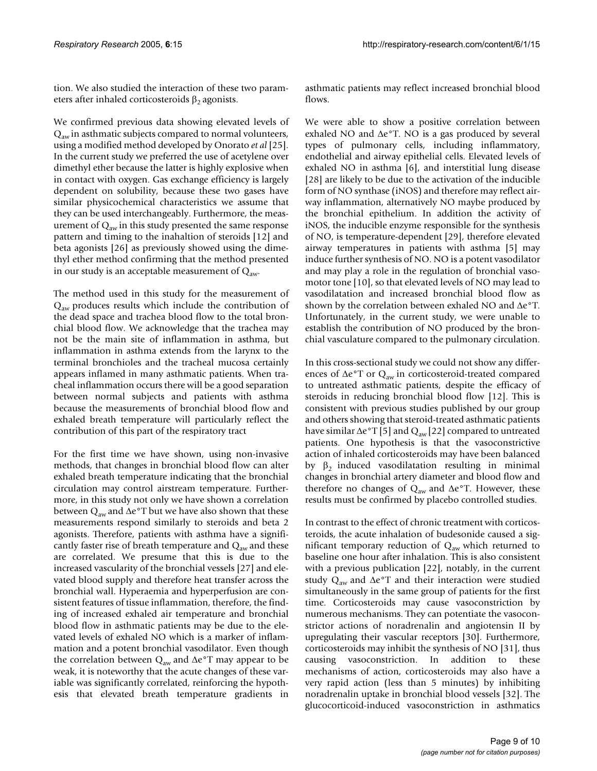tion. We also studied the interaction of these two parameters after inhaled corticosteroids $\beta_2$ agonists.

We confirmed previous data showing elevated levels of $Q_{aw}$ in asthmatic subjects compared to normal volunteers, using a modified method developed by Onorato *et al* [25]. In the current study we preferred the use of acetylene over dimethyl ether because the latter is highly explosive when in contact with oxygen. Gas exchange efficiency is largely dependent on solubility, because these two gases have similar physicochemical characteristics we assume that they can be used interchangeably. Furthermore, the measurement of $Q_{aw}$ in this study presented the same response pattern and timing to the inahaltion of steroids [12] and beta agonists [26] as previously showed using the dimethyl ether method confirming that the method presented in our study is an acceptable measurement of $Q_{aw}$.

The method used in this study for the measurement of $Q_{aw}$ produces results which include the contribution of the dead space and trachea blood flow to the total bronchial blood flow. We acknowledge that the trachea may not be the main site of inflammation in asthma, but inflammation in asthma extends from the larynx to the terminal bronchioles and the tracheal mucosa certainly appears inflamed in many asthmatic patients. When tracheal inflammation occurs there will be a good separation between normal subjects and patients with asthma because the measurements of bronchial blood flow and exhaled breath temperature will particularly reflect the contribution of this part of the respiratory tract

For the first time we have shown, using non-invasive methods, that changes in bronchial blood flow can alter exhaled breath temperature indicating that the bronchial circulation may control airstream temperature. Furthermore, in this study not only we have shown a correlation between $Q_{aw}$ and $\Delta e°T$ but we have also shown that these measurements respond similarly to steroids and beta 2 agonists. Therefore, patients with asthma have a significantly faster rise of breath temperature and $Q_{aw}$ and these are correlated. We presume that this is due to the increased vascularity of the bronchial vessels [27] and elevated blood supply and therefore heat transfer across the bronchial wall. Hyperaemia and hyperperfusion are consistent features of tissue inflammation, therefore, the finding of increased exhaled air temperature and bronchial blood flow in asthmatic patients may be due to the elevated levels of exhaled NO which is a marker of inflammation and a potent bronchial vasodilator. Even though the correlation between $Q_{aw}$ and $\Delta e°T$ may appear to be weak, it is noteworthy that the acute changes of these variable was significantly correlated, reinforcing the hypothesis that elevated breath temperature gradients in asthmatic patients may reflect increased bronchial blood flows.

We were able to show a positive correlation between exhaled NO and $\Delta e°T$. NO is a gas produced by several types of pulmonary cells, including inflammatory, endothelial and airway epithelial cells. Elevated levels of exhaled NO in asthma [6], and interstitial lung disease [28] are likely to be due to the activation of the inducible form of NO synthase (iNOS) and therefore may reflect airway inflammation, alternatively NO maybe produced by the bronchial epithelium. In addition the activity of iNOS, the inducible enzyme responsible for the synthesis of NO, is temperature-dependent [29], therefore elevated airway temperatures in patients with asthma [5] may induce further synthesis of NO. NO is a potent vasodilator and may play a role in the regulation of bronchial vasomotor tone [10], so that elevated levels of NO may lead to vasodilatation and increased bronchial blood flow as shown by the correlation between exhaled NO and $\Delta e°T$. Unfortunately, in the current study, we were unable to establish the contribution of NO produced by the bronchial vasculature compared to the pulmonary circulation.

In this cross-sectional study we could not show any differences of $\Delta e°T$ or $Q_{aw}$ in corticosteroid-treated compared to untreated asthmatic patients, despite the efficacy of steroids in reducing bronchial blood flow [12]. This is consistent with previous studies published by our group and others showing that steroid-treated asthmatic patients have similar $\Delta e°T$ [5] and $Q_{aw}$ [22] compared to untreated patients. One hypothesis is that the vasoconstrictive action of inhaled corticosteroids may have been balanced by $\beta_2$ induced vasodilatation resulting in minimal changes in bronchial artery diameter and blood flow and therefore no changes of $Q_{aw}$ and $\Delta e°T$. However, these results must be confirmed by placebo controlled studies.

In contrast to the effect of chronic treatment with corticosteroids, the acute inhalation of budesonide caused a significant temporary reduction of $Q_{aw}$ which returned to baseline one hour after inhalation. This is also consistent with a previous publication [22], notably, in the current study $Q_{aw}$ and $\Delta e°T$ and their interaction were studied simultaneously in the same group of patients for the first time. Corticosteroids may cause vasoconstriction by numerous mechanisms. They can potentiate the vasoconstrictor actions of noradrenalin and angiotensin II by upregulating their vascular receptors [30]. Furthermore, corticosteroids may inhibit the synthesis of NO [31], thus causing vasoconstriction. In addition to these mechanisms of action, corticosteroids may also have a very rapid action (less than 5 minutes) by inhibiting noradrenalin uptake in bronchial blood vessels [32]. The glucocorticoid-induced vasoconstriction in asthmatics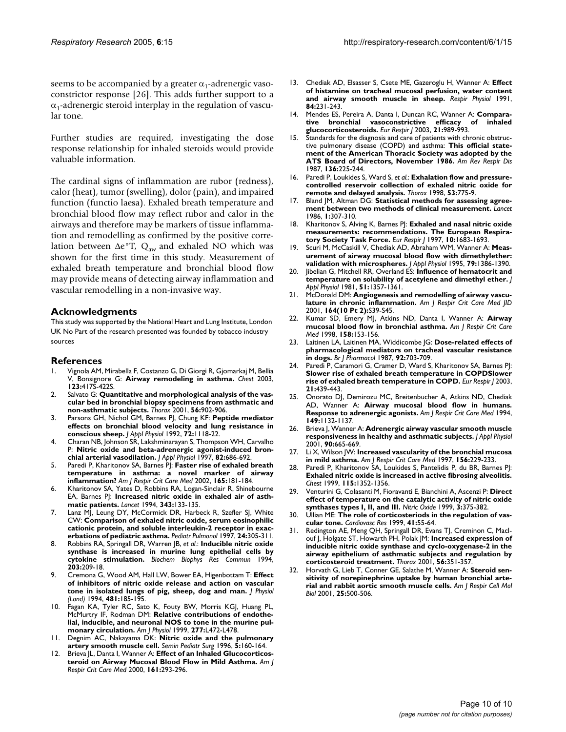seems to be accompanied by a greater $\alpha_1$-adrenergic vasoconstrictor response [26]. This adds further support to a $\alpha_1$-adrenergic steroid interplay in the regulation of vascular tone.

Further studies are required, investigating the dose response relationship for inhaled steroids would provide valuable information.

The cardinal signs of inflammation are rubor (redness), calor (heat), tumor (swelling), dolor (pain), and impaired function (functio laesa). Exhaled breath temperature and bronchial blood flow may reflect rubor and calor in the airways and therefore may be markers of tissue inflammation and remodelling as confirmed by the positive correlation between Δe°T, $Q_{aw}$ and exhaled NO which was shown for the first time in this study. Measurement of exhaled breath temperature and bronchial blood flow may provide means of detecting airway inflammation and vascular remodelling in a non-invasive way.

## Acknowledgments

This study was supported by the National Heart and Lung Institute, London UK No Part of the research presented was founded by tobacco industry sources

## References

1. Vignola AM, Mirabella F, Costanzo G, Di Giorgi R, Gjomarkaj M, Bellia V, Bonsignore G: **Airway remodeling in asthma.** *Chest* 2003, **123:**417S-422S.
2. Salvato G: **Quantitative and morphological analysis of the vascular bed in bronchial biopsy specimens from asthmatic and non-asthmatic subjects.** *Thorax* 2001, **56:**902-906.
3. Parsons GH, Nichol GM, Barnes PJ, Chung KF: **Peptide mediator effects on bronchial blood velocity and lung resistance in conscious sheep.** *J Appl Physiol* 1992, **72:**1118-22.
4. Charan NB, Johnson SR, Lakshminarayan S, Thompson WH, Carvalho P: **Nitric oxide and beta-adrenergic agonist-induced bronchial arterial vasodilation.** *J Appl Physiol* 1997, **82:**686-692.
5. Paredi P, Kharitonov SA, Barnes PJ: **Faster rise of exhaled breath temperature in asthma: a novel marker of airway inflammation?** *Am J Respir Crit Care Med* 2002, **165:**181-184.
6. Kharitonov SA, Yates D, Robbins RA, Logan-Sinclair R, Shinebourne EA, Barnes PJ: **Increased nitric oxide in exhaled air of asthmatic patients.** *Lancet* 1994, **343:**133-135.
7. Lanz MJ, Leung DY, McCormick DR, Harbeck R, Szefler SJ, White CW: **Comparison of exhaled nitric oxide, serum eosinophilic cationic protein, and soluble interleukin-2 receptor in exacerbations of pediatric asthma.** *Pediatr Pulmonol* 1997, **24:**305-311.
8. Robbins RA, Springall DR, Warren JB, *et al.*: **Inducible nitric oxide synthase is increased in murine lung epithelial cells by cytokine stimulation.** *Biochem Biophys Res Commun* 1994, **203:**209-18.
9. Cremona G, Wood AM, Hall LW, Bower EA, Higenbottam T: **Effect of inhibitors of nitric oxide release and action on vascular tone in isolated lungs of pig, sheep, dog and man.** *J Physiol (Lond)* 1994, **481:**185-195.
10. Fagan KA, Tyler RC, Sato K, Fouty BW, Morris KGJ, Huang PL, McMurtry IF, Rodman DM: **Relative contributions of endothelial, inducible, and neuronal NOS to tone in the murine pulmonary circulation.** *Am J Physiol* 1999, **277:**L472-L478.
11. Degnim AC, Nakayama DK: **Nitric oxide and the pulmonary artery smooth muscle cell.** *Semin Pediatr Surg* 1996, **5:**160-164.
12. Brieva JL, Danta I, Wanner A: **Effect of an Inhaled Glucocorticosteroid on Airway Mucosal Blood Flow in Mild Asthma.** *Am J Respir Crit Care Med* 2000, **161:**293-296.
13. Chediak AD, Elsasser S, Csete ME, Gazeroglu H, Wanner A: **Effect of histamine on tracheal mucosal perfusion, water content and airway smooth muscle in sheep.** *Respir Physiol* 1991, **84:**231-243.
14. Mendes ES, Pereira A, Danta I, Duncan RC, Wanner A: **Comparative bronchial vasoconstrictive efficacy of inhaled glucocorticosteroids.** *Eur Respir J* 2003, **21:**989-993.
15. Standards for the diagnosis and care of patients with chronic obstructive pulmonary disease (COPD) and asthma: **This official statement of the American Thoracic Society was adopted by the ATS Board of Directors, November 1986.** *Am Rev Respir Dis* 1987, **136:**225-244.
16. Paredi P, Loukides S, Ward S, *et al.*: **Exhalation flow and pressure-controlled reservoir collection of exhaled nitric oxide for remote and delayed analysis.** *Thorax* 1998, **53:**775-9.
17. Bland JM, Altman DG: **Statistical methods for assessing agreement between two methods of clinical measurement.** *Lancet* 1986, **1:**307-310.
18. Kharitonov S, Alving K, Barnes PJ: **Exhaled and nasal nitric oxide measurements: recommendations. The European Respiratory Society Task Force.** *Eur Respir J* 1997, **10:**1683-1693.
19. Scuri M, McCaskill V, Chediak AD, Abraham WM, Wanner A: **Measurement of airway mucosal blood flow with dimethylether: validation with microspheres.** *J Appl Physiol* 1995, **79:**1386-1390.
20. Jibelian G, Mitchell RR, Overland ES: **Influence of hematocrit and temperature on solubility of acetylene and dimethyl ether.** *J Appl Physiol* 1981, **51:**1357-1361.
21. McDonald DM: **Angiogenesis and remodelling of airway vasculature in chronic inflammation.** *Am J Respir Crit Care Med JID* 2001, **164(10 Pt 2):**S39-S45.
22. Kumar SD, Emery MJ, Atkins ND, Danta I, Wanner A: **Airway mucosal blood flow in bronchial asthma.** *Am J Respir Crit Care Med* 1998, **158:**153-156.
23. Laitinen LA, Laitinen MA, Widdicombe JG: **Dose-related effects of pharmacological mediators on tracheal vascular resistance in dogs.** *Br J Pharmacol* 1987, **92:**703-709.
24. Paredi P, Caramori G, Cramer D, Ward S, Kharitonov SA, Barnes PJ: **Slower rise of exhaled breath temperature in COPDSlower rise of exhaled breath temperature in COPD.** *Eur Respir J* 2003, **21:**439-443.
25. Onorato DJ, Demirozu MC, Breitenbucher A, Atkins ND, Chediak AD, Wanner A: **Airway mucosal blood flow in humans. Response to adrenergic agonists.** *Am J Respir Crit Care Med* 1994, **149:**1132-1137.
26. Brieva J, Wanner A: **Adrenergic airway vascular smooth muscle responsiveness in healthy and asthmatic subjects.** *J Appl Physiol* 2001, **90:**665-669.
27. Li X, Wilson JW: **Increased vascularity of the bronchial mucosa in mild asthma.** *Am J Respir Crit Care Med* 1997, **156:**229-233.
28. Paredi P, Kharitonov SA, Loukides S, Pantelidis P, du BR, Barnes PJ: **Exhaled nitric oxide is increased in active fibrosing alveolitis.** *Chest* 1999, **115:**1352-1356.
29. Venturini G, Colasanti M, Fioravanti E, Bianchini A, Ascenzi P: **Direct effect of temperature on the catalytic activity of nitric oxide synthases types I, II, and III.** *Nitric Oxide* 1999, **3:**375-382.
30. Ullian ME: **The role of corticosteriods in the regulation of vascular tone.** *Cardiovasc Res* 1999, **41:**55-64.
31. Redington AE, Meng QH, Springall DR, Evans TJ, Creminon C, Maclouf J, Holgate ST, Howarth PH, Polak JM: **Increased expression of inducible nitric oxide synthase and cyclo-oxygenase-2 in the airway epithelium of asthmatic subjects and regulation by corticosteroid treatment.** *Thorax* 2001, **56:**351-357.
32. Horvath G, Lieb T, Conner GE, Salathe M, Wanner A: **Steroid sensitivity of norepinephrine uptake by human bronchial arterial and rabbit aortic smooth muscle cells.** *Am J Respir Cell Mol Biol* 2001, **25:**500-506.